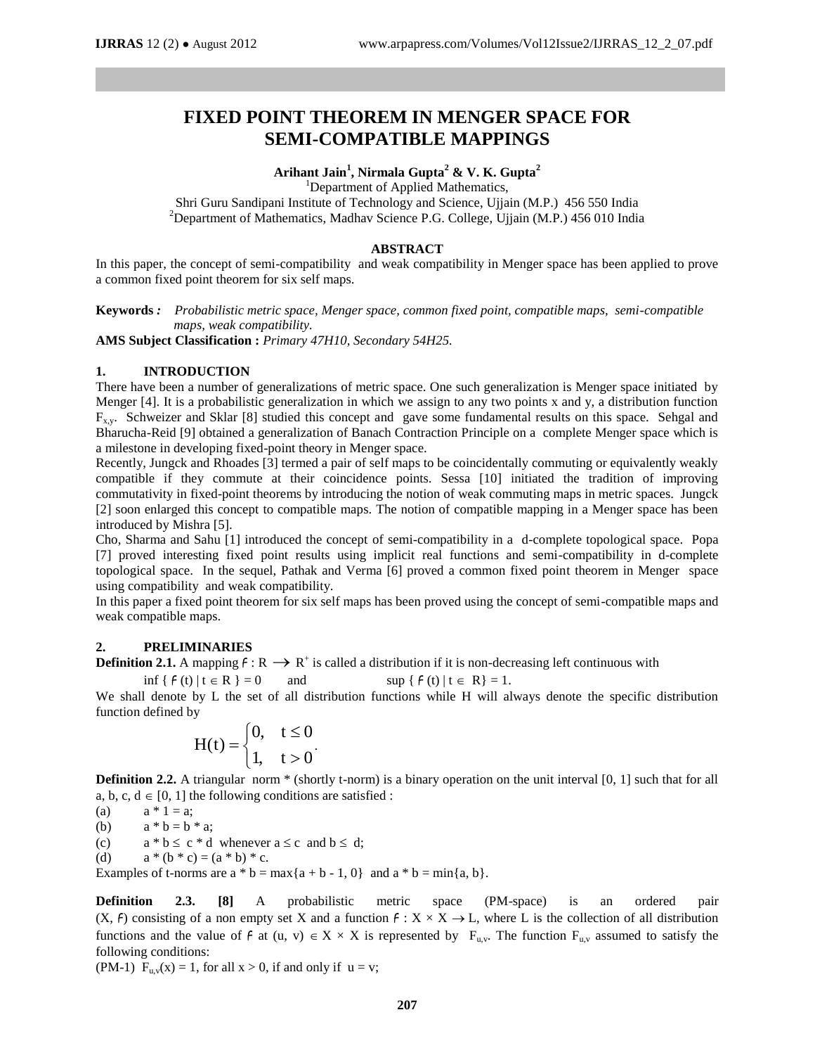# FIXED POINT THEOREM IN MENGER SPACE FOR SEMI-COMPATIBLE MAPPINGS

**Arihant Jain[1], Nirmala Gupta[2] & V. K. Gupta[2]**

[1]Department of Applied Mathematics,
Shri Guru Sandipani Institute of Technology and Science, Ujjain (M.P.) 456 550 India
[2]Department of Mathematics, Madhav Science P.G. College, Ujjain (M.P.) 456 010 India

### ABSTRACT

In this paper, the concept of semi-compatibility and weak compatibility in Menger space has been applied to prove a common fixed point theorem for six self maps.

**Keywords** *: Probabilistic metric space, Menger space, common fixed point, compatible maps, semi-compatible maps, weak compatibility.*

**AMS Subject Classification :** *Primary 47H10, Secondary 54H25.*

## 1. INTRODUCTION

There have been a number of generalizations of metric space. One such generalization is Menger space initiated by Menger [4]. It is a probabilistic generalization in which we assign to any two points x and y, a distribution function $F_{x,y}$. Schweizer and Sklar [8] studied this concept and gave some fundamental results on this space. Sehgal and Bharucha-Reid [9] obtained a generalization of Banach Contraction Principle on a complete Menger space which is a milestone in developing fixed-point theory in Menger space.

Recently, Jungck and Rhoades [3] termed a pair of self maps to be coincidentally commuting or equivalently weakly compatible if they commute at their coincidence points. Sessa [10] initiated the tradition of improving commutativity in fixed-point theorems by introducing the notion of weak commuting maps in metric spaces. Jungck [2] soon enlarged this concept to compatible maps. The notion of compatible mapping in a Menger space has been introduced by Mishra [5].

Cho, Sharma and Sahu [1] introduced the concept of semi-compatibility in a d-complete topological space. Popa [7] proved interesting fixed point results using implicit real functions and semi-compatibility in d-complete topological space. In the sequel, Pathak and Verma [6] proved a common fixed point theorem in Menger space using compatibility and weak compatibility.

In this paper a fixed point theorem for six self maps has been proved using the concept of semi-compatible maps and weak compatible maps.

## 2. PRELIMINARIES

**Definition 2.1.** A mapping $F : R \rightarrow R^+$ is called a distribution if it is non-decreasing left continuous with

$\inf \{ F(t) \mid t \in R \} = 0$ and $\sup \{ F(t) \mid t \in R\} = 1$.

We shall denote by L the set of all distribution functions while H will always denote the specific distribution function defined by

$$H(t) = \begin{cases} 0, & t \leq 0 \\ 1, & t > 0 \end{cases}.$$

**Definition 2.2.** A triangular norm * (shortly t-norm) is a binary operation on the unit interval [0, 1] such that for all a, b, c, d $\in$ [0, 1] the following conditions are satisfied :

(a) $a * 1 = a$;

(b) $a * b = b * a$;

(c) $a * b \leq c * d$ whenever $a \leq c$ and $b \leq d$;

(d) $a * (b * c) = (a * b) * c$.

Examples of t-norms are $a * b = \max\{a + b - 1, 0\}$ and $a * b = \min\{a, b\}$.

**Definition 2.3. [8]** A probabilistic metric space (PM-space) is an ordered pair $(X, F)$ consisting of a non empty set X and a function $F : X \times X \rightarrow L$, where L is the collection of all distribution functions and the value of $F$ at $(u, v) \in X \times X$ is represented by $F_{u,v}$. The function $F_{u,v}$ assumed to satisfy the following conditions:

(PM-1) $F_{u,v}(x) = 1$, for all $x > 0$, if and only if $u = v$;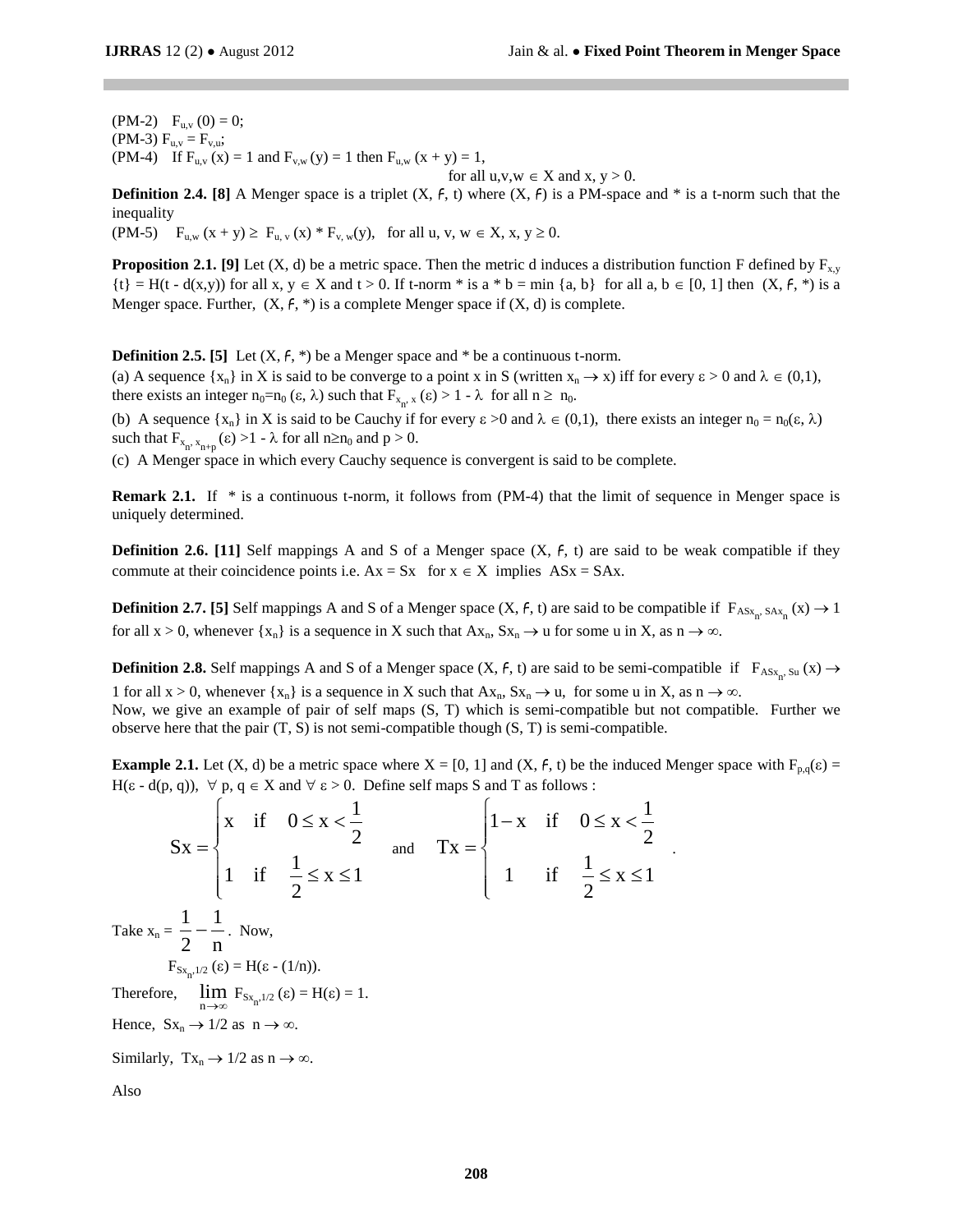(PM-2) $F_{u,v}(0) = 0$;
(PM-3) $F_{u,v} = F_{v,u}$;
(PM-4) If $F_{u,v}(x) = 1$ and $F_{v,w}(y) = 1$ then $F_{u,w}(x + y) = 1$,
for all $u,v,w \in X$ and $x, y > 0$.

**Definition 2.4. [8]** A Menger space is a triplet (X, $\mathcal{F}$, t) where (X, $\mathcal{F}$) is a PM-space and * is a t-norm such that the inequality

(PM-5) $F_{u,w}(x + y) \geq F_{u,v}(x) * F_{v,w}(y)$, for all $u, v, w \in X$, $x, y \geq 0$.

**Proposition 2.1. [9]** Let (X, d) be a metric space. Then the metric d induces a distribution function F defined by $F_{x,y}\{t\} = H(t - d(x,y))$ for all $x, y \in X$ and $t > 0$. If t-norm * is a $a * b = \min\{a, b\}$ for all $a, b \in [0, 1]$ then (X, $\mathcal{F}$, *) is a Menger space. Further, (X, $\mathcal{F}$, *) is a complete Menger space if (X, d) is complete.

**Definition 2.5. [5]** Let (X, $\mathcal{F}$, *) be a Menger space and * be a continuous t-norm.

(a) A sequence $\{x_n\}$ in X is said to be converge to a point x in S (written $x_n \to x$) iff for every $\varepsilon > 0$ and $\lambda \in (0,1)$, there exists an integer $n_0 = n_0(\varepsilon, \lambda)$ such that $F_{x_n, x}(\varepsilon) > 1 - \lambda$ for all $n \geq n_0$.

(b) A sequence $\{x_n\}$ in X is said to be Cauchy if for every $\varepsilon > 0$ and $\lambda \in (0,1)$, there exists an integer $n_0 = n_0(\varepsilon, \lambda)$ such that $F_{x_n, x_{n+p}}(\varepsilon) > 1 - \lambda$ for all $n \geq n_0$ and $p > 0$.

(c) A Menger space in which every Cauchy sequence is convergent is said to be complete.

**Remark 2.1.** If * is a continuous t-norm, it follows from (PM-4) that the limit of sequence in Menger space is uniquely determined.

**Definition 2.6. [11]** Self mappings A and S of a Menger space (X, $\mathcal{F}$, t) are said to be weak compatible if they commute at their coincidence points i.e. $Ax = Sx$ for $x \in X$ implies $ASx = SAx$.

**Definition 2.7. [5]** Self mappings A and S of a Menger space (X, $\mathcal{F}$, t) are said to be compatible if $F_{ASx_n, SAx_n}(x) \to 1$ for all $x > 0$, whenever $\{x_n\}$ is a sequence in X such that $Ax_n, Sx_n \to u$ for some u in X, as $n \to \infty$.

**Definition 2.8.** Self mappings A and S of a Menger space (X, $\mathcal{F}$, t) are said to be semi-compatible if $F_{ASx_n, Su}(x) \to 1$ for all $x > 0$, whenever $\{x_n\}$ is a sequence in X such that $Ax_n, Sx_n \to u$, for some u in X, as $n \to \infty$.

Now, we give an example of pair of self maps (S, T) which is semi-compatible but not compatible. Further we observe here that the pair (T, S) is not semi-compatible though (S, T) is semi-compatible.

**Example 2.1.** Let (X, d) be a metric space where X = [0, 1] and (X, $\mathcal{F}$, t) be the induced Menger space with $F_{p,q}(\varepsilon) = H(\varepsilon - d(p, q))$, $\forall\, p, q \in X$ and $\forall\, \varepsilon > 0$. Define self maps S and T as follows :

$$Sx = \begin{cases} x & \text{if} \quad 0 \leq x < \dfrac{1}{2} \\ 1 & \text{if} \quad \dfrac{1}{2} \leq x \leq 1 \end{cases} \quad \text{and} \quad Tx = \begin{cases} 1 - x & \text{if} \quad 0 \leq x < \dfrac{1}{2} \\ 1 & \text{if} \quad \dfrac{1}{2} \leq x \leq 1 \end{cases}.$$

Take $x_n = \dfrac{1}{2} - \dfrac{1}{n}$. Now,

$F_{Sx_n, 1/2}(\varepsilon) = H(\varepsilon - (1/n))$.

Therefore, $\lim\limits_{n \to \infty} F_{Sx_n, 1/2}(\varepsilon) = H(\varepsilon) = 1$.

Hence, $Sx_n \to 1/2$ as $n \to \infty$.

Similarly, $Tx_n \to 1/2$ as $n \to \infty$.

Also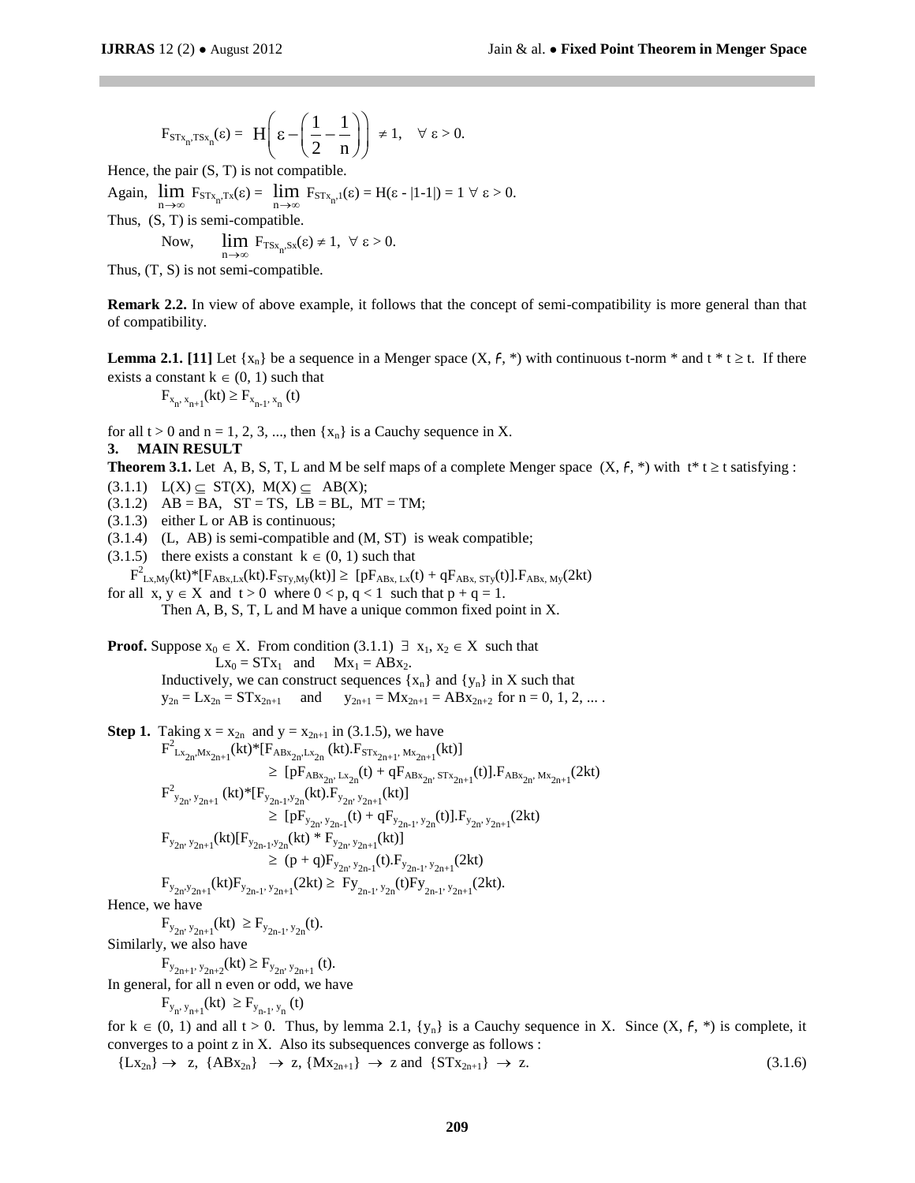$$F_{STx_n,TSx_n}(\varepsilon) = H\left(\varepsilon - \left(\frac{1}{2} - \frac{1}{n}\right)\right) \neq 1, \quad \forall\ \varepsilon > 0.$$

Hence, the pair (S, T) is not compatible.

Again, $\lim_{n\to\infty} F_{STx_n,Tx}(\varepsilon) = \lim_{n\to\infty} F_{STx_n,1}(\varepsilon) = H(\varepsilon - |1-1|) = 1\ \forall\ \varepsilon > 0.$

Thus, (S, T) is semi-compatible.

Now, $\lim_{n\to\infty} F_{TSx_n,Sx}(\varepsilon) \neq 1,\ \forall\ \varepsilon > 0.$

Thus, (T, S) is not semi-compatible.

**Remark 2.2.** In view of above example, it follows that the concept of semi-compatibility is more general than that of compatibility.

**Lemma 2.1. [11]** Let $\{x_n\}$ be a sequence in a Menger space (X, $\mathcal{F}$, \*) with continuous t-norm \* and $t * t \geq t$. If there exists a constant $k \in (0, 1)$ such that

$$F_{x_n, x_{n+1}}(kt) \geq F_{x_{n-1}, x_n}(t)$$

for all $t > 0$ and n = 1, 2, 3, ..., then $\{x_n\}$ is a Cauchy sequence in X.

## 3. MAIN RESULT

**Theorem 3.1.** Let A, B, S, T, L and M be self maps of a complete Menger space (X, $\mathcal{F}$, \*) with $t * t \geq t$ satisfying :

(3.1.1) $L(X) \subseteq ST(X)$, $M(X) \subseteq AB(X)$;

(3.1.2) $AB = BA$, $ST = TS$, $LB = BL$, $MT = TM$;

(3.1.3) either L or AB is continuous;

(3.1.4) (L, AB) is semi-compatible and (M, ST) is weak compatible;

(3.1.5) there exists a constant $k \in (0, 1)$ such that

$$F^2_{Lx,My}(kt) * [F_{ABx,Lx}(kt).F_{STy,My}(kt)] \geq [pF_{ABx,Lx}(t) + qF_{ABx,STy}(t)].F_{ABx,My}(2kt)$$

for all $x, y \in X$ and $t > 0$ where $0 < p, q < 1$ such that $p + q = 1$.

Then A, B, S, T, L and M have a unique common fixed point in X.

**Proof.** Suppose $x_0 \in X$. From condition (3.1.1) $\exists$ $x_1, x_2 \in X$ such that

$$Lx_0 = STx_1 \quad \text{and} \quad Mx_1 = ABx_2.$$

Inductively, we can construct sequences $\{x_n\}$ and $\{y_n\}$ in X such that

$$y_{2n} = Lx_{2n} = STx_{2n+1} \quad \text{and} \quad y_{2n+1} = Mx_{2n+1} = ABx_{2n+2} \text{ for } n = 0, 1, 2, \ldots .$$

**Step 1.** Taking $x = x_{2n}$ and $y = x_{2n+1}$ in (3.1.5), we have

$$F^2_{Lx_{2n},Mx_{2n+1}}(kt) * [F_{ABx_{2n},Lx_{2n}}(kt).F_{STx_{2n+1},Mx_{2n+1}}(kt)] \geq [pF_{ABx_{2n},Lx_{2n}}(t) + qF_{ABx_{2n},STx_{2n+1}}(t)].F_{ABx_{2n},Mx_{2n+1}}(2kt)$$

$$F^2_{y_{2n},y_{2n+1}}(kt) * [F_{y_{2n-1},y_{2n}}(kt).F_{y_{2n},y_{2n+1}}(kt)] \geq [pF_{y_{2n},y_{2n-1}}(t) + qF_{y_{2n-1},y_{2n}}(t)].F_{y_{2n},y_{2n+1}}(2kt)$$

$$F_{y_{2n},y_{2n+1}}(kt)[F_{y_{2n-1},y_{2n}}(kt) * F_{y_{2n},y_{2n+1}}(kt)] \geq (p + q)F_{y_{2n},y_{2n-1}}(t).F_{y_{2n-1},y_{2n+1}}(2kt)$$

$$F_{y_{2n},y_{2n+1}}(kt)F_{y_{2n-1},y_{2n+1}}(2kt) \geq F_{y_{2n-1},y_{2n}}(t)F_{y_{2n-1},y_{2n+1}}(2kt).$$

Hence, we have

$$F_{y_{2n},y_{2n+1}}(kt) \geq F_{y_{2n-1},y_{2n}}(t).$$

Similarly, we also have

$$F_{y_{2n+1},y_{2n+2}}(kt) \geq F_{y_{2n},y_{2n+1}}(t).$$

In general, for all n even or odd, we have

$$F_{y_n,y_{n+1}}(kt) \geq F_{y_{n-1},y_n}(t)$$

for $k \in (0, 1)$ and all $t > 0$. Thus, by lemma 2.1, $\{y_n\}$ is a Cauchy sequence in X. Since (X, $\mathcal{F}$, \*) is complete, it converges to a point z in X. Also its subsequences converge as follows :

$$\{Lx_{2n}\} \to z,\ \{ABx_{2n}\} \to z,\ \{Mx_{2n+1}\} \to z \text{ and } \{STx_{2n+1}\} \to z. \tag{3.1.6}$$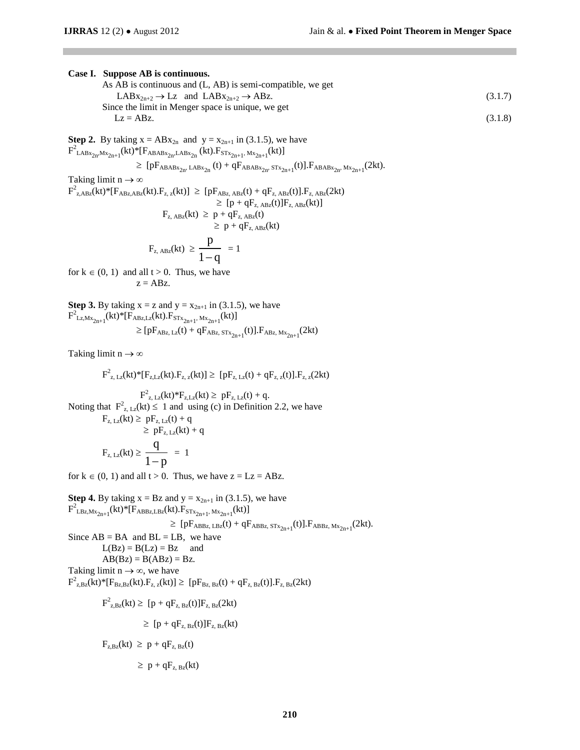**Case I. Suppose AB is continuous.**

As AB is continuous and (L, AB) is semi-compatible, we get

$$LABx_{2n+2} \rightarrow Lz \quad \text{and} \quad LABx_{2n+2} \rightarrow ABz. \tag{3.1.7}$$

Since the limit in Menger space is unique, we get

$$Lz = ABz. \tag{3.1.8}$$

**Step 2.** By taking $x = ABx_{2n}$ and $y = x_{2n+1}$ in (3.1.5), we have

$$F^2_{LABx_{2n},Mx_{2n+1}}(kt)*[F_{ABABx_{2n},LABx_{2n}}(kt).F_{STx_{2n+1},Mx_{2n+1}}(kt)]$$
$$\geq [pF_{ABABx_{2n},LABx_{2n}}(t) + qF_{ABABx_{2n},STx_{2n+1}}(t)].F_{ABABx_{2n},Mx_{2n+1}}(2kt).$$

Taking limit $n \rightarrow \infty$

$$F^2_{z,ABz}(kt)*[F_{ABz,ABz}(kt).F_{z,z}(kt)] \geq [pF_{ABz,ABz}(t) + qF_{z,ABz}(t)].F_{z,ABz}(2kt)$$
$$\geq [p + qF_{z,ABz}(t)]F_{z,ABz}(kt)]$$
$$F_{z,ABz}(kt) \geq p + qF_{z,ABz}(t)$$
$$\geq p + qF_{z,ABz}(kt)$$
$$F_{z,ABz}(kt) \geq \frac{p}{1-q} = 1$$

for $k \in (0, 1)$ and all $t > 0$. Thus, we have

$$z = ABz.$$

**Step 3.** By taking $x = z$ and $y = x_{2n+1}$ in (3.1.5), we have

$$F^2_{Lz,Mx_{2n+1}}(kt)*[F_{ABz,Lz}(kt).F_{STx_{2n+1},Mx_{2n+1}}(kt)]$$
$$\geq [pF_{ABz,Lz}(t) + qF_{ABz,STx_{2n+1}}(t)].F_{ABz,Mx_{2n+1}}(2kt)$$

Taking limit $n \rightarrow \infty$

$$F^2_{z,Lz}(kt)*[F_{z,Lz}(kt).F_{z,z}(kt)] \geq [pF_{z,Lz}(t) + qF_{z,z}(t)].F_{z,z}(2kt)$$

$$F^2_{z,Lz}(kt)*F_{z,Lz}(kt) \geq pF_{z,Lz}(t) + q.$$

Noting that $F^2_{z,Lz}(kt) \leq 1$ and using (c) in Definition 2.2, we have

$$F_{z,Lz}(kt) \geq pF_{z,Lz}(t) + q$$
$$\geq pF_{z,Lz}(kt) + q$$
$$F_{z,Lz}(kt) \geq \frac{q}{1-p} = 1$$

for $k \in (0, 1)$ and all $t > 0$. Thus, we have $z = Lz = ABz$.

**Step 4.** By taking $x = Bz$ and $y = x_{2n+1}$ in (3.1.5), we have

$$F^2_{LBz,Mx_{2n+1}}(kt)*[F_{ABBz,LBz}(kt).F_{STx_{2n+1},Mx_{2n+1}}(kt)]$$
$$\geq [pF_{ABBz,LBz}(t) + qF_{ABBz,STx_{2n+1}}(t)].F_{ABBz,Mx_{2n+1}}(2kt).$$

Since $AB = BA$ and $BL = LB$, we have

$$L(Bz) = B(Lz) = Bz \quad \text{and}$$
$$AB(Bz) = B(ABz) = Bz.$$

Taking limit $n \rightarrow \infty$, we have

$$F^2_{z,Bz}(kt)*[F_{Bz,Bz}(kt).F_{z,z}(kt)] \geq [pF_{Bz,Bz}(t) + qF_{z,Bz}(t)].F_{z,Bz}(2kt)$$

$$F^2_{z,Bz}(kt) \geq [p + qF_{z,Bz}(t)]F_{z,Bz}(2kt)$$

$$\geq [p + qF_{z,Bz}(t)]F_{z,Bz}(kt)$$

$$F_{z,Bz}(kt) \geq p + qF_{z,Bz}(t)$$

$$\geq p + qF_{z,Bz}(kt)$$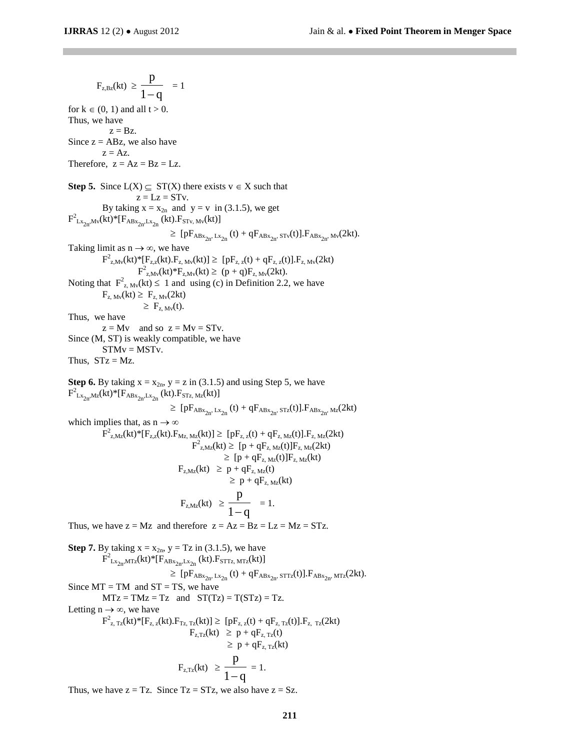$$F_{z,Bz}(kt) \geq \frac{p}{1-q} = 1$$

for $k \in (0, 1)$ and all $t > 0$.
Thus, we have

$$z = Bz.$$

Since $z = ABz$, we also have

$$z = Az.$$

Therefore, $z = Az = Bz = Lz$.

**Step 5.** Since $L(X) \subseteq ST(X)$ there exists $v \in X$ such that

$$z = Lz = STv.$$

By taking $x = x_{2n}$ and $y = v$ in (3.1.5), we get

$$F^2_{Lx_{2n},Mv}(kt)*[F_{ABx_{2n},Lx_{2n}}(kt).F_{STv,\,Mv}(kt)] \geq [pF_{ABx_{2n},\,Lx_{2n}}(t) + qF_{ABx_{2n},\,STv}(t)].F_{ABx_{2n},\,Mv}(2kt).$$

Taking limit as $n \to \infty$, we have

$$F^2_{z,Mv}(kt)*[F_{z,z}(kt).F_{z,\,Mv}(kt)] \geq [pF_{z,\,z}(t) + qF_{z,\,z}(t)].F_{z,\,Mv}(2kt)$$

$$F^2_{z,Mv}(kt)*F_{z,Mv}(kt) \geq (p + q)F_{z,\,Mv}(2kt).$$

Noting that $F^2_{z,\,Mv}(kt) \leq 1$ and using (c) in Definition 2.2, we have

$$F_{z,\,Mv}(kt) \geq F_{z,\,Mv}(2kt) \geq F_{z,\,Mv}(t).$$

Thus, we have

$z = Mv$ and so $z = Mv = STv$.

Since $(M, ST)$ is weakly compatible, we have

$$STMv = MSTv.$$

Thus, $STz = Mz$.

**Step 6.** By taking $x = x_{2n}$, $y = z$ in (3.1.5) and using Step 5, we have

$$F^2_{Lx_{2n},Mz}(kt)*[F_{ABx_{2n},Lx_{2n}}(kt).F_{STz,\,Mz}(kt)] \geq [pF_{ABx_{2n},\,Lx_{2n}}(t) + qF_{ABx_{2n},\,STz}(t)].F_{ABx_{2n},\,Mz}(2kt)$$

which implies that, as $n \to \infty$

$$F^2_{z,Mz}(kt)*[F_{z,z}(kt).F_{Mz,\,Mz}(kt)] \geq [pF_{z,\,z}(t) + qF_{z,\,Mz}(t)].F_{z,\,Mz}(2kt)$$

$$F^2_{z,Mz}(kt) \geq [p + qF_{z,\,Mz}(t)]F_{z,\,Mz}(2kt) \geq [p + qF_{z,\,Mz}(t)]F_{z,\,Mz}(kt)$$

$$F_{z,Mz}(kt) \geq p + qF_{z,\,Mz}(t) \geq p + qF_{z,\,Mz}(kt)$$

$$F_{z,Mz}(kt) \geq \frac{p}{1-q} = 1.$$

Thus, we have $z = Mz$ and therefore $z = Az = Bz = Lz = Mz = STz$.

**Step 7.** By taking $x = x_{2n}$, $y = Tz$ in (3.1.5), we have

$$F^2_{Lx_{2n},MTz}(kt)*[F_{ABx_{2n},Lx_{2n}}(kt).F_{STTz,\,MTz}(kt)] \geq [pF_{ABx_{2n},\,Lx_{2n}}(t) + qF_{ABx_{2n},\,STTz}(t)].F_{ABx_{2n},\,MTz}(2kt).$$

Since $MT = TM$ and $ST = TS$, we have

$$MTz = TMz = Tz \quad \text{and} \quad ST(Tz) = T(STz) = Tz.$$

Letting $n \to \infty$, we have

$$F^2_{z,\,Tz}(kt)*[F_{z,\,z}(kt).F_{Tz,\,Tz}(kt)] \geq [pF_{z,\,z}(t) + qF_{z,\,Tz}(t)].F_{z,\,Tz}(2kt)$$

$$F_{z,Tz}(kt) \geq p + qF_{z,\,Tz}(t) \geq p + qF_{z,\,Tz}(kt)$$

$$F_{z,Tz}(kt) \geq \frac{p}{1-q} = 1.$$

Thus, we have $z = Tz$. Since $Tz = STz$, we also have $z = Sz$.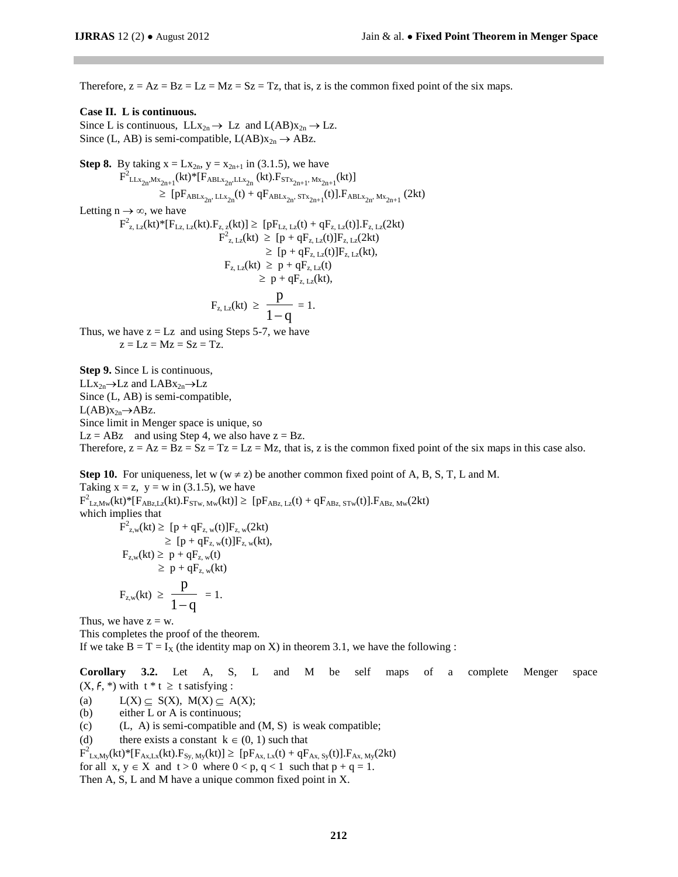Therefore, $z = Az = Bz = Lz = Mz = Sz = Tz$, that is, z is the common fixed point of the six maps.

**Case II. L is continuous.**

Since L is continuous, $LLx_{2n} \to Lz$ and $L(AB)x_{2n} \to Lz$.
Since (L, AB) is semi-compatible, $L(AB)x_{2n} \to ABz$.

**Step 8.** By taking $x = Lx_{2n}$, $y = x_{2n+1}$ in (3.1.5), we have

$$F^2_{LLx_{2n},Mx_{2n+1}}(kt)*[F_{ABLx_{2n},LLx_{2n}}(kt).F_{STx_{2n+1},Mx_{2n+1}}(kt)]$$
$$\geq [pF_{ABLx_{2n},LLx_{2n}}(t) + qF_{ABLx_{2n},STx_{2n+1}}(t)].F_{ABLx_{2n},Mx_{2n+1}}(2kt)$$

Letting $n \to \infty$, we have

$$F^2_{z,Lz}(kt)*[F_{Lz,Lz}(kt).F_{z,z}(kt)] \geq [pF_{Lz,Lz}(t) + qF_{z,Lz}(t)].F_{z,Lz}(2kt)$$
$$F^2_{z,Lz}(kt) \geq [p + qF_{z,Lz}(t)]F_{z,Lz}(2kt)$$
$$\geq [p + qF_{z,Lz}(t)]F_{z,Lz}(kt),$$
$$F_{z,Lz}(kt) \geq p + qF_{z,Lz}(t)$$
$$\geq p + qF_{z,Lz}(kt),$$
$$F_{z,Lz}(kt) \geq \frac{p}{1-q} = 1.$$

Thus, we have $z = Lz$ and using Steps 5-7, we have

$z = Lz = Mz = Sz = Tz$.

**Step 9.** Since L is continuous,
$LLx_{2n} \to Lz$ and $LABx_{2n} \to Lz$
Since (L, AB) is semi-compatible,
$L(AB)x_{2n} \to ABz$.
Since limit in Menger space is unique, so
$Lz = ABz$ and using Step 4, we also have $z = Bz$.
Therefore, $z = Az = Bz = Sz = Tz = Lz = Mz$, that is, z is the common fixed point of the six maps in this case also.

**Step 10.** For uniqueness, let w ($w \neq z$) be another common fixed point of A, B, S, T, L and M.
Taking $x = z$, $y = w$ in (3.1.5), we have

$$F^2_{Lz,Mw}(kt)*[F_{ABz,Lz}(kt).F_{STw,Mw}(kt)] \geq [pF_{ABz,Lz}(t) + qF_{ABz,STw}(t)].F_{ABz,Mw}(2kt)$$

which implies that

$$F^2_{z,w}(kt) \geq [p + qF_{z,w}(t)]F_{z,w}(2kt)$$
$$\geq [p + qF_{z,w}(t)]F_{z,w}(kt),$$
$$F_{z,w}(kt) \geq p + qF_{z,w}(t)$$
$$\geq p + qF_{z,w}(kt)$$
$$F_{z,w}(kt) \geq \frac{p}{1-q} = 1.$$

Thus, we have $z = w$.
This completes the proof of the theorem.
If we take $B = T = I_X$ (the identity map on X) in theorem 3.1, we have the following :

**Corollary 3.2.** Let A, S, L and M be self maps of a complete Menger space $(X, \mathcal{F}, *)$ with $t * t \geq t$ satisfying :

(a) $L(X) \subseteq S(X)$, $M(X) \subseteq A(X)$;
(b) either L or A is continuous;
(c) (L, A) is semi-compatible and (M, S) is weak compatible;
(d) there exists a constant $k \in (0, 1)$ such that

$$F^2_{Lx,My}(kt)*[F_{Ax,Lx}(kt).F_{Sy,My}(kt)] \geq [pF_{Ax,Lx}(t) + qF_{Ax,Sy}(t)].F_{Ax,My}(2kt)$$

for all $x, y \in X$ and $t > 0$ where $0 < p, q < 1$ such that $p + q = 1$.
Then A, S, L and M have a unique common fixed point in X.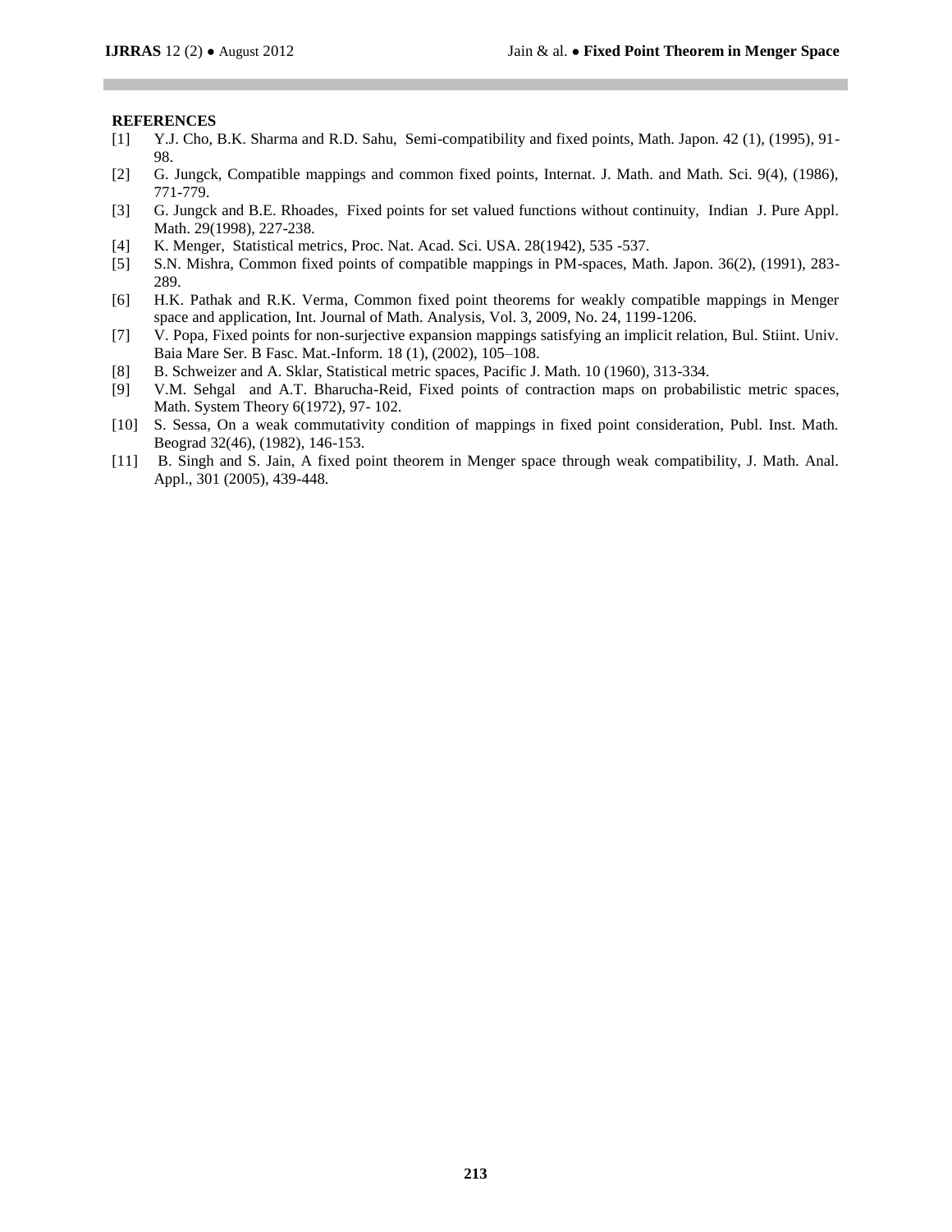**REFERENCES**

[1] Y.J. Cho, B.K. Sharma and R.D. Sahu, Semi-compatibility and fixed points, Math. Japon. 42 (1), (1995), 91-98.

[2] G. Jungck, Compatible mappings and common fixed points, Internat. J. Math. and Math. Sci. 9(4), (1986), 771-779.

[3] G. Jungck and B.E. Rhoades, Fixed points for set valued functions without continuity, Indian J. Pure Appl. Math. 29(1998), 227-238.

[4] K. Menger, Statistical metrics, Proc. Nat. Acad. Sci. USA. 28(1942), 535 -537.

[5] S.N. Mishra, Common fixed points of compatible mappings in PM-spaces, Math. Japon. 36(2), (1991), 283-289.

[6] H.K. Pathak and R.K. Verma, Common fixed point theorems for weakly compatible mappings in Menger space and application, Int. Journal of Math. Analysis, Vol. 3, 2009, No. 24, 1199-1206.

[7] V. Popa, Fixed points for non-surjective expansion mappings satisfying an implicit relation, Bul. Stiint. Univ. Baia Mare Ser. B Fasc. Mat.-Inform. 18 (1), (2002), 105–108.

[8] B. Schweizer and A. Sklar, Statistical metric spaces, Pacific J. Math. 10 (1960), 313-334.

[9] V.M. Sehgal and A.T. Bharucha-Reid, Fixed points of contraction maps on probabilistic metric spaces, Math. System Theory 6(1972), 97- 102.

[10] S. Sessa, On a weak commutativity condition of mappings in fixed point consideration, Publ. Inst. Math. Beograd 32(46), (1982), 146-153.

[11] B. Singh and S. Jain, A fixed point theorem in Menger space through weak compatibility, J. Math. Anal. Appl., 301 (2005), 439-448.